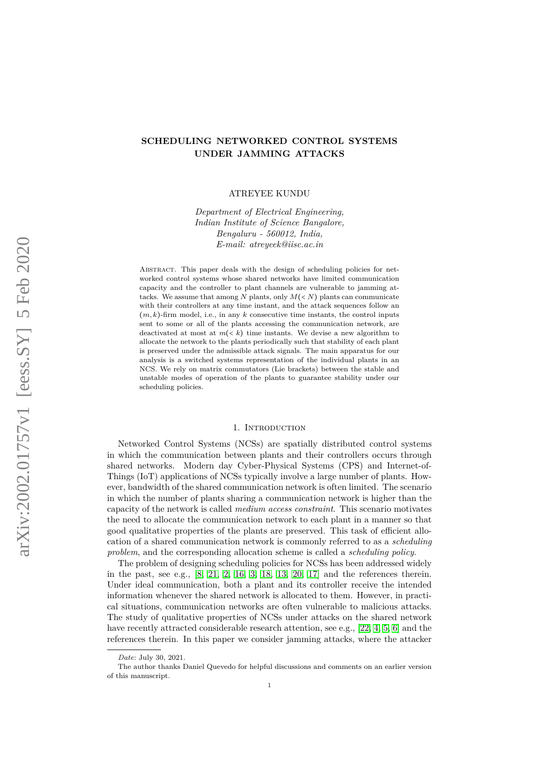# SCHEDULING NETWORKED CONTROL SYSTEMS UNDER JAMMING ATTACKS

ATREYEE KUNDU

*Department of Electrical Engineering,*
*Indian Institute of Science Bangalore,*
*Bengaluru - 560012, India,*
*E-mail: atreyeek@iisc.ac.in*

Abstract. This paper deals with the design of scheduling policies for networked control systems whose shared networks have limited communication capacity and the controller to plant channels are vulnerable to jamming attacks. We assume that among $N$ plants, only $M(< N)$ plants can communicate with their controllers at any time instant, and the attack sequences follow an $(m, k)$-firm model, i.e., in any $k$ consecutive time instants, the control inputs sent to some or all of the plants accessing the communication network, are deactivated at most at $m(< k)$ time instants. We devise a new algorithm to allocate the network to the plants periodically such that stability of each plant is preserved under the admissible attack signals. The main apparatus for our analysis is a switched systems representation of the individual plants in an NCS. We rely on matrix commutators (Lie brackets) between the stable and unstable modes of operation of the plants to guarantee stability under our scheduling policies.

## 1. Introduction

Networked Control Systems (NCSs) are spatially distributed control systems in which the communication between plants and their controllers occurs through shared networks. Modern day Cyber-Physical Systems (CPS) and Internet-of-Things (IoT) applications of NCSs typically involve a large number of plants. However, bandwidth of the shared communication network is often limited. The scenario in which the number of plants sharing a communication network is higher than the capacity of the network is called *medium access constraint*. This scenario motivates the need to allocate the communication network to each plant in a manner so that good qualitative properties of the plants are preserved. This task of efficient allocation of a shared communication network is commonly referred to as a *scheduling problem*, and the corresponding allocation scheme is called a *scheduling policy*.

The problem of designing scheduling policies for NCSs has been addressed widely in the past, see e.g., [8, 21, 2, 16, 3, 18, 13, 20, 17] and the references therein. Under ideal communication, both a plant and its controller receive the intended information whenever the shared network is allocated to them. However, in practical situations, communication networks are often vulnerable to malicious attacks. The study of qualitative properties of NCSs under attacks on the shared network have recently attracted considerable research attention, see e.g., [22, 4, 5, 6] and the references therein. In this paper we consider jamming attacks, where the attacker

*Date*: July 30, 2021.

The author thanks Daniel Quevedo for helpful discussions and comments on an earlier version of this manuscript.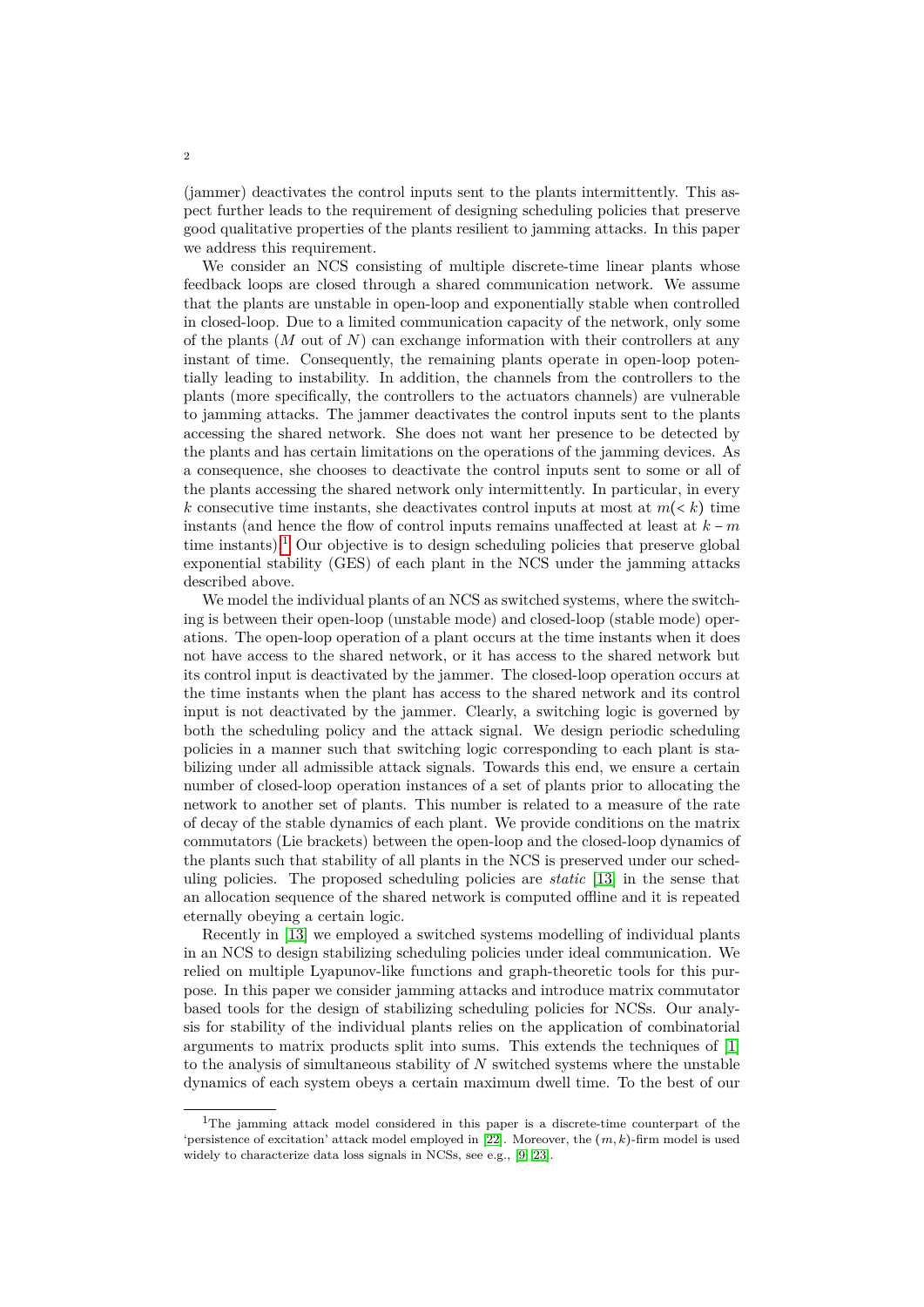(jammer) deactivates the control inputs sent to the plants intermittently. This aspect further leads to the requirement of designing scheduling policies that preserve good qualitative properties of the plants resilient to jamming attacks. In this paper we address this requirement.

We consider an NCS consisting of multiple discrete-time linear plants whose feedback loops are closed through a shared communication network. We assume that the plants are unstable in open-loop and exponentially stable when controlled in closed-loop. Due to a limited communication capacity of the network, only some of the plants ($M$ out of $N$) can exchange information with their controllers at any instant of time. Consequently, the remaining plants operate in open-loop potentially leading to instability. In addition, the channels from the controllers to the plants (more specifically, the controllers to the actuators channels) are vulnerable to jamming attacks. The jammer deactivates the control inputs sent to the plants accessing the shared network. She does not want her presence to be detected by the plants and has certain limitations on the operations of the jamming devices. As a consequence, she chooses to deactivate the control inputs sent to some or all of the plants accessing the shared network only intermittently. In particular, in every $k$ consecutive time instants, she deactivates control inputs at most at $m(<k)$ time instants (and hence the flow of control inputs remains unaffected at least at $k-m$ time instants).[1] Our objective is to design scheduling policies that preserve global exponential stability (GES) of each plant in the NCS under the jamming attacks described above.

We model the individual plants of an NCS as switched systems, where the switching is between their open-loop (unstable mode) and closed-loop (stable mode) operations. The open-loop operation of a plant occurs at the time instants when it does not have access to the shared network, or it has access to the shared network but its control input is deactivated by the jammer. The closed-loop operation occurs at the time instants when the plant has access to the shared network and its control input is not deactivated by the jammer. Clearly, a switching logic is governed by both the scheduling policy and the attack signal. We design periodic scheduling policies in a manner such that switching logic corresponding to each plant is stabilizing under all admissible attack signals. Towards this end, we ensure a certain number of closed-loop operation instances of a set of plants prior to allocating the network to another set of plants. This number is related to a measure of the rate of decay of the stable dynamics of each plant. We provide conditions on the matrix commutators (Lie brackets) between the open-loop and the closed-loop dynamics of the plants such that stability of all plants in the NCS is preserved under our scheduling policies. The proposed scheduling policies are *static* [13] in the sense that an allocation sequence of the shared network is computed offline and it is repeated eternally obeying a certain logic.

Recently in [13] we employed a switched systems modelling of individual plants in an NCS to design stabilizing scheduling policies under ideal communication. We relied on multiple Lyapunov-like functions and graph-theoretic tools for this purpose. In this paper we consider jamming attacks and introduce matrix commutator based tools for the design of stabilizing scheduling policies for NCSs. Our analysis for stability of the individual plants relies on the application of combinatorial arguments to matrix products split into sums. This extends the techniques of [1] to the analysis of simultaneous stability of $N$ switched systems where the unstable dynamics of each system obeys a certain maximum dwell time. To the best of our

---

[1] The jamming attack model considered in this paper is a discrete-time counterpart of the 'persistence of excitation' attack model employed in [22]. Moreover, the $(m,k)$-firm model is used widely to characterize data loss signals in NCSs, see e.g., [9, 23].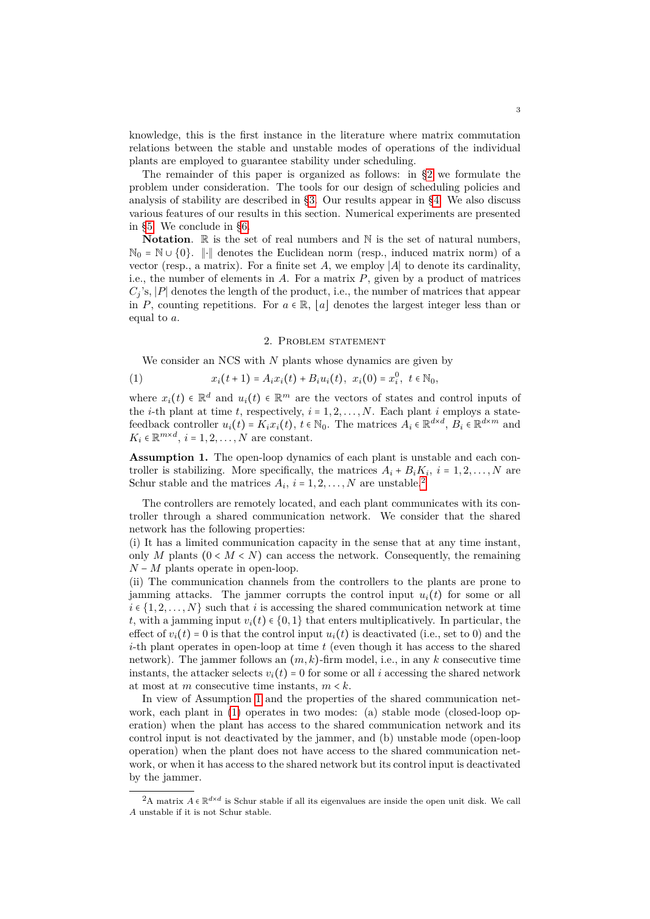knowledge, this is the first instance in the literature where matrix commutation relations between the stable and unstable modes of operations of the individual plants are employed to guarantee stability under scheduling.

The remainder of this paper is organized as follows: in §2 we formulate the problem under consideration. The tools for our design of scheduling policies and analysis of stability are described in §3. Our results appear in §4. We also discuss various features of our results in this section. Numerical experiments are presented in §5. We conclude in §6.

**Notation**. $\mathbb{R}$ is the set of real numbers and $\mathbb{N}$ is the set of natural numbers, $\mathbb{N}_0 = \mathbb{N} \cup \{0\}$. $\|\cdot\|$ denotes the Euclidean norm (resp., induced matrix norm) of a vector (resp., a matrix). For a finite set $A$, we employ $|A|$ to denote its cardinality, i.e., the number of elements in $A$. For a matrix $P$, given by a product of matrices $C_j$'s, $|P|$ denotes the length of the product, i.e., the number of matrices that appear in $P$, counting repetitions. For $a \in \mathbb{R}$, $\lfloor a \rfloor$ denotes the largest integer less than or equal to $a$.

## 2. Problem statement

We consider an NCS with $N$ plants whose dynamics are given by

$$x_i(t+1) = A_i x_i(t) + B_i u_i(t), \;\; x_i(0) = x_i^0, \;\; t \in \mathbb{N}_0, \tag{1}$$

where $x_i(t) \in \mathbb{R}^d$ and $u_i(t) \in \mathbb{R}^m$ are the vectors of states and control inputs of the $i$-th plant at time $t$, respectively, $i = 1, 2, \ldots, N$. Each plant $i$ employs a state-feedback controller $u_i(t) = K_i x_i(t)$, $t \in \mathbb{N}_0$. The matrices $A_i \in \mathbb{R}^{d\times d}$, $B_i \in \mathbb{R}^{d\times m}$ and $K_i \in \mathbb{R}^{m\times d}$, $i = 1, 2, \ldots, N$ are constant.

**Assumption 1.** The open-loop dynamics of each plant is unstable and each controller is stabilizing. More specifically, the matrices $A_i + B_i K_i$, $i = 1, 2, \ldots, N$ are Schur stable and the matrices $A_i$, $i = 1, 2, \ldots, N$ are unstable.[2]

The controllers are remotely located, and each plant communicates with its controller through a shared communication network. We consider that the shared network has the following properties:

(i) It has a limited communication capacity in the sense that at any time instant, only $M$ plants $(0 < M < N)$ can access the network. Consequently, the remaining $N - M$ plants operate in open-loop.

(ii) The communication channels from the controllers to the plants are prone to jamming attacks. The jammer corrupts the control input $u_i(t)$ for some or all $i \in \{1, 2, \ldots, N\}$ such that $i$ is accessing the shared communication network at time $t$, with a jamming input $v_i(t) \in \{0, 1\}$ that enters multiplicatively. In particular, the effect of $v_i(t) = 0$ is that the control input $u_i(t)$ is deactivated (i.e., set to 0) and the $i$-th plant operates in open-loop at time $t$ (even though it has access to the shared network). The jammer follows an $(m, k)$-firm model, i.e., in any $k$ consecutive time instants, the attacker selects $v_i(t) = 0$ for some or all $i$ accessing the shared network at most at $m$ consecutive time instants, $m < k$.

In view of Assumption 1 and the properties of the shared communication network, each plant in (1) operates in two modes: (a) stable mode (closed-loop operation) when the plant has access to the shared communication network and its control input is not deactivated by the jammer, and (b) unstable mode (open-loop operation) when the plant does not have access to the shared communication network, or when it has access to the shared network but its control input is deactivated by the jammer.

[2] A matrix $A \in \mathbb{R}^{d\times d}$ is Schur stable if all its eigenvalues are inside the open unit disk. We call $A$ unstable if it is not Schur stable.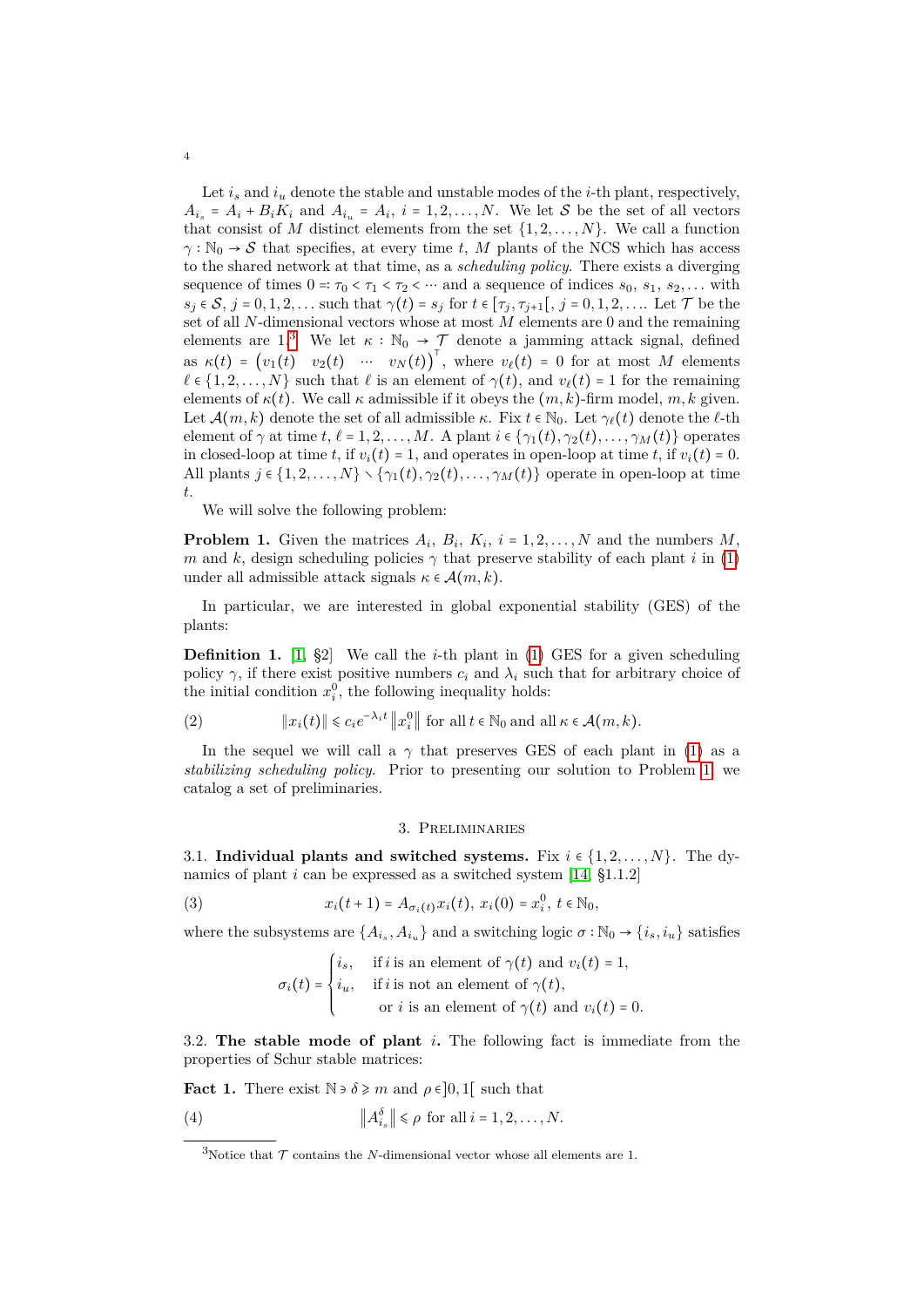Let $i_s$ and $i_u$ denote the stable and unstable modes of the $i$-th plant, respectively, $A_{i_s} = A_i + B_i K_i$ and $A_{i_u} = A_i$, $i = 1, 2, \ldots, N$. We let $\mathcal{S}$ be the set of all vectors that consist of $M$ distinct elements from the set $\{1, 2, \ldots, N\}$. We call a function $\gamma : \mathbb{N}_0 \to \mathcal{S}$ that specifies, at every time $t$, $M$ plants of the NCS which has access to the shared network at that time, as a *scheduling policy*. There exists a diverging sequence of times $0 =: \tau_0 < \tau_1 < \tau_2 < \cdots$ and a sequence of indices $s_0, s_1, s_2, \ldots$ with $s_j \in \mathcal{S}$, $j = 0, 1, 2, \ldots$ such that $\gamma(t) = s_j$ for $t \in [\tau_j, \tau_{j+1}[$, $j = 0, 1, 2, \ldots$. Let $\mathcal{T}$ be the set of all $N$-dimensional vectors whose at most $M$ elements are 0 and the remaining elements are 1.[3] We let $\kappa : \mathbb{N}_0 \to \mathcal{T}$ denote a jamming attack signal, defined as $\kappa(t) = \begin{pmatrix} v_1(t) & v_2(t) & \cdots & v_N(t) \end{pmatrix}^\top$, where $v_\ell(t) = 0$ for at most $M$ elements $\ell \in \{1, 2, \ldots, N\}$ such that $\ell$ is an element of $\gamma(t)$, and $v_\ell(t) = 1$ for the remaining elements of $\kappa(t)$. We call $\kappa$ admissible if it obeys the $(m, k)$-firm model, $m, k$ given. Let $\mathcal{A}(m, k)$ denote the set of all admissible $\kappa$. Fix $t \in \mathbb{N}_0$. Let $\gamma_\ell(t)$ denote the $\ell$-th element of $\gamma$ at time $t$, $\ell = 1, 2, \ldots, M$. A plant $i \in \{\gamma_1(t), \gamma_2(t), \ldots, \gamma_M(t)\}$ operates in closed-loop at time $t$, if $v_i(t) = 1$, and operates in open-loop at time $t$, if $v_i(t) = 0$. All plants $j \in \{1, 2, \ldots, N\} \smallsetminus \{\gamma_1(t), \gamma_2(t), \ldots, \gamma_M(t)\}$ operate in open-loop at time $t$.

We will solve the following problem:

**Problem 1.** Given the matrices $A_i$, $B_i$, $K_i$, $i = 1, 2, \ldots, N$ and the numbers $M$, $m$ and $k$, design scheduling policies $\gamma$ that preserve stability of each plant $i$ in (1) under all admissible attack signals $\kappa \in \mathcal{A}(m, k)$.

In particular, we are interested in global exponential stability (GES) of the plants:

**Definition 1.** [1, §2] We call the $i$-th plant in (1) GES for a given scheduling policy $\gamma$, if there exist positive numbers $c_i$ and $\lambda_i$ such that for arbitrary choice of the initial condition $x_i^0$, the following inequality holds:

$$\|x_i(t)\| \leqslant c_i e^{-\lambda_i t} \left\|x_i^0\right\| \text{ for all } t \in \mathbb{N}_0 \text{ and all } \kappa \in \mathcal{A}(m, k). \tag{2}$$

In the sequel we will call a $\gamma$ that preserves GES of each plant in (1) as a *stabilizing scheduling policy.* Prior to presenting our solution to Problem 1, we catalog a set of preliminaries.

## 3. Preliminaries

3.1. **Individual plants and switched systems.** Fix $i \in \{1, 2, \ldots, N\}$. The dynamics of plant $i$ can be expressed as a switched system [14, §1.1.2]

$$x_i(t+1) = A_{\sigma_i(t)} x_i(t),\ x_i(0) = x_i^0,\ t \in \mathbb{N}_0, \tag{3}$$

where the subsystems are $\{A_{i_s}, A_{i_u}\}$ and a switching logic $\sigma : \mathbb{N}_0 \to \{i_s, i_u\}$ satisfies

$$\sigma_i(t) = \begin{cases} i_s, & \text{if } i \text{ is an element of } \gamma(t) \text{ and } v_i(t) = 1,\\ i_u, & \text{if } i \text{ is not an element of } \gamma(t),\\ & \text{ or } i \text{ is an element of } \gamma(t) \text{ and } v_i(t) = 0. \end{cases}$$

3.2. **The stable mode of plant $i$.** The following fact is immediate from the properties of Schur stable matrices:

**Fact 1.** There exist $\mathbb{N} \ni \delta \geqslant m$ and $\rho \in ]0, 1[$ such that

$$\left\|A_{i_s}^\delta\right\| \leqslant \rho \text{ for all } i = 1, 2, \ldots, N. \tag{4}$$

[3] Notice that $\mathcal{T}$ contains the $N$-dimensional vector whose all elements are 1.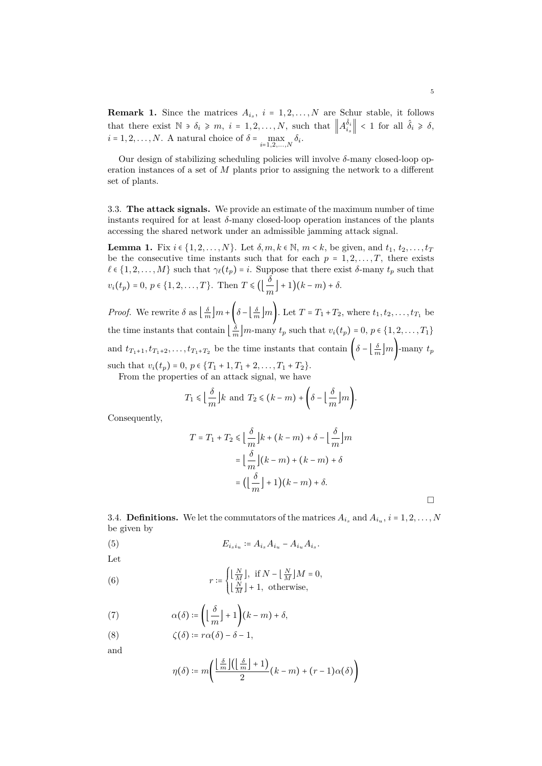**Remark 1.** Since the matrices $A_{i_s}$, $i = 1,2,\dots,N$ are Schur stable, it follows that there exist $\mathbb{N} \ni \delta_i \geqslant m$, $i = 1,2,\dots,N$, such that $\left\| A_{i_s}^{\hat{\delta}_i} \right\| < 1$ for all $\hat{\delta}_i \geqslant \delta$, $i = 1,2,\dots,N$. A natural choice of $\delta = \max_{i=1,2,\dots,N} \delta_i$.

Our design of stabilizing scheduling policies will involve $\delta$-many closed-loop operation instances of a set of $M$ plants prior to assigning the network to a different set of plants.

3.3. **The attack signals.** We provide an estimate of the maximum number of time instants required for at least $\delta$-many closed-loop operation instances of the plants accessing the shared network under an admissible jamming attack signal.

**Lemma 1.** Fix $i \in \{1,2,\dots,N\}$. Let $\delta, m, k \in \mathbb{N}$, $m < k$, be given, and $t_1, t_2, \dots, t_T$ be the consecutive time instants such that for each $p = 1,2,\dots,T$, there exists $\ell \in \{1,2,\dots,M\}$ such that $\gamma_\ell(t_p) = i$. Suppose that there exist $\delta$-many $t_p$ such that $v_i(t_p) = 0$, $p \in \{1,2,\dots,T\}$. Then $T \leqslant \left(\lfloor \frac{\delta}{m} \rfloor + 1\right)(k-m) + \delta$.

*Proof.* We rewrite $\delta$ as $\lfloor \frac{\delta}{m} \rfloor m + \left(\delta - \lfloor \frac{\delta}{m} \rfloor m\right)$. Let $T = T_1 + T_2$, where $t_1, t_2, \dots, t_{T_1}$ be the time instants that contain $\lfloor \frac{\delta}{m} \rfloor m$-many $t_p$ such that $v_i(t_p) = 0$, $p \in \{1,2,\dots,T_1\}$ and $t_{T_1+1}, t_{T_1+2}, \dots, t_{T_1+T_2}$ be the time instants that contain $\left(\delta - \lfloor \frac{\delta}{m} \rfloor m\right)$-many $t_p$ such that $v_i(t_p) = 0$, $p \in \{T_1+1, T_1+2, \dots, T_1+T_2\}$.

From the properties of an attack signal, we have

$$T_1 \leqslant \lfloor \frac{\delta}{m} \rfloor k \text{ and } T_2 \leqslant (k-m) + \left(\delta - \lfloor \frac{\delta}{m} \rfloor m\right).$$

Consequently,

$$\begin{aligned} T = T_1 + T_2 &\leqslant \lfloor \frac{\delta}{m} \rfloor k + (k-m) + \delta - \lfloor \frac{\delta}{m} \rfloor m \\ &= \lfloor \frac{\delta}{m} \rfloor (k-m) + (k-m) + \delta \\ &= \left(\lfloor \frac{\delta}{m} \rfloor + 1\right)(k-m) + \delta. \end{aligned}$$

□

3.4. **Definitions.** We let the commutators of the matrices $A_{i_s}$ and $A_{i_u}$, $i = 1,2,\dots,N$ be given by

$$E_{i_s i_u} := A_{i_s} A_{i_u} - A_{i_u} A_{i_s}. \tag{5}$$

Let

$$r := \begin{cases} \lfloor \frac{N}{M} \rfloor, & \text{if } N - \lfloor \frac{N}{M} \rfloor M = 0, \\ \lfloor \frac{N}{M} \rfloor + 1, & \text{otherwise,} \end{cases} \tag{6}$$

$$\alpha(\delta) := \left(\lfloor \frac{\delta}{m} \rfloor + 1\right)(k-m) + \delta, \tag{7}$$

$$\zeta(\delta) := r\alpha(\delta) - \delta - 1, \tag{8}$$

and

$$\eta(\delta) := m\left(\frac{\lfloor \frac{\delta}{m} \rfloor \left(\lfloor \frac{\delta}{m} \rfloor + 1\right)}{2}(k-m) + (r-1)\alpha(\delta)\right)$$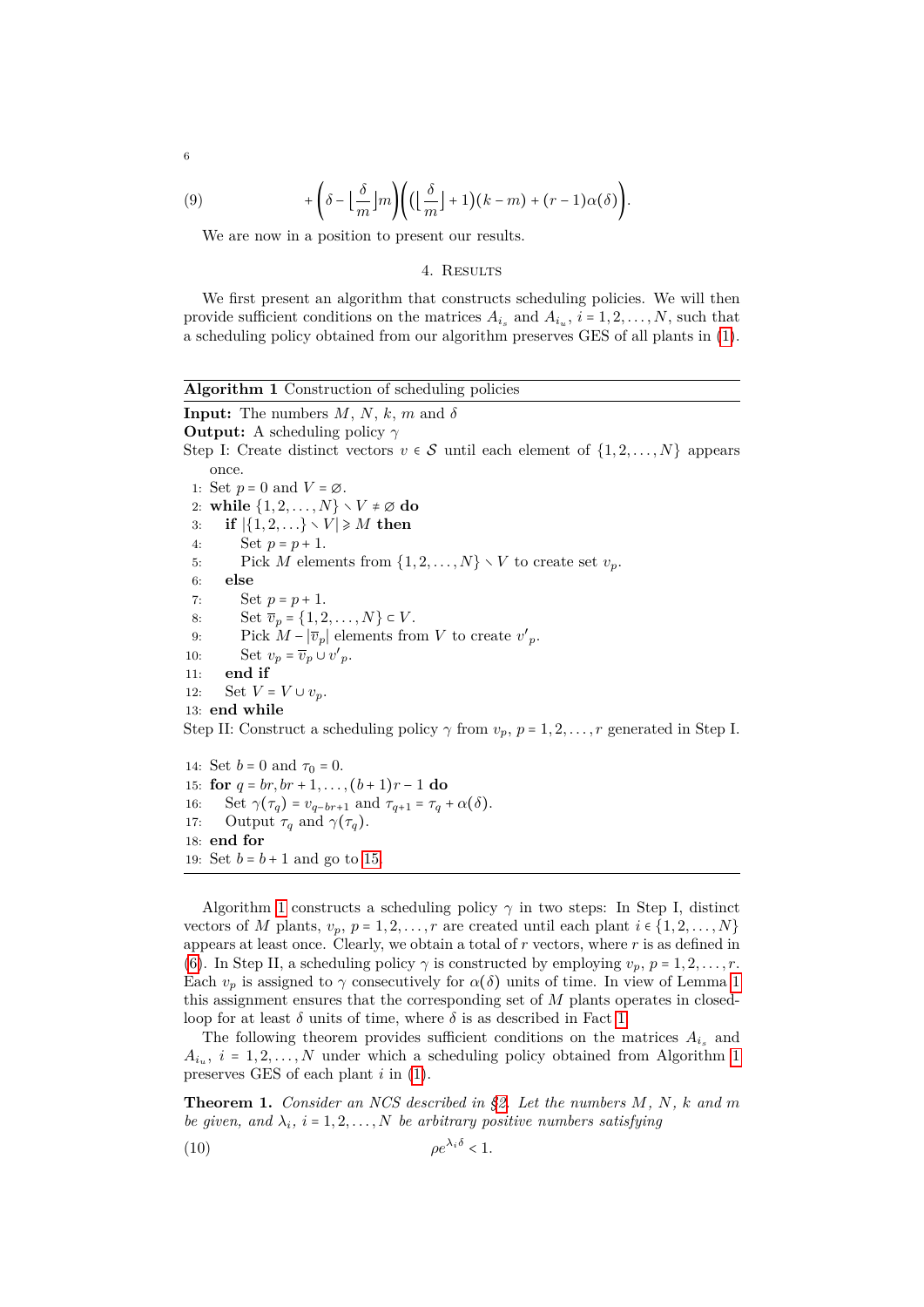$$+\left(\delta-\left\lfloor\frac{\delta}{m}\right\rfloor m\right)\left(\left(\left\lfloor\frac{\delta}{m}\right\rfloor+1\right)(k-m)+(r-1)\alpha(\delta)\right). \tag{9}$$

We are now in a position to present our results.

## 4. Results

We first present an algorithm that constructs scheduling policies. We will then provide sufficient conditions on the matrices $A_{i_s}$ and $A_{i_u}$, $i=1,2,\ldots,N$, such that a scheduling policy obtained from our algorithm preserves GES of all plants in (1).

**Algorithm 1** Construction of scheduling policies

**Input:** The numbers $M$, $N$, $k$, $m$ and $\delta$

**Output:** A scheduling policy $\gamma$

Step I: Create distinct vectors $v\in\mathcal{S}$ until each element of $\{1,2,\ldots,N\}$ appears once.

```
1: Set p = 0 and V = ∅.
2: while {1,2,...,N} ∖ V ≠ ∅ do
3:    if |{1,2,...} ∖ V| ⩾ M then
4:       Set p = p + 1.
5:       Pick M elements from {1,2,...,N} ∖ V to create set v_p.
6:    else
7:       Set p = p + 1.
8:       Set v̄_p = {1,2,...,N} ⊂ V.
9:       Pick M − |v̄_p| elements from V to create v′_p.
10:      Set v_p = v̄_p ∪ v′_p.
11:   end if
12:   Set V = V ∪ v_p.
13: end while
```

Step II: Construct a scheduling policy $\gamma$ from $v_p$, $p=1,2,\ldots,r$ generated in Step I.

```
14: Set b = 0 and τ_0 = 0.
15: for q = br, br+1, ..., (b+1)r − 1 do
16:    Set γ(τ_q) = v_{q−br+1} and τ_{q+1} = τ_q + α(δ).
17:    Output τ_q and γ(τ_q).
18: end for
19: Set b = b + 1 and go to 15.
```

Algorithm 1 constructs a scheduling policy $\gamma$ in two steps: In Step I, distinct vectors of $M$ plants, $v_p$, $p=1,2,\ldots,r$ are created until each plant $i\in\{1,2,\ldots,N\}$ appears at least once. Clearly, we obtain a total of $r$ vectors, where $r$ is as defined in (6). In Step II, a scheduling policy $\gamma$ is constructed by employing $v_p$, $p=1,2,\ldots,r$. Each $v_p$ is assigned to $\gamma$ consecutively for $\alpha(\delta)$ units of time. In view of Lemma 1 this assignment ensures that the corresponding set of $M$ plants operates in closed-loop for at least $\delta$ units of time, where $\delta$ is as described in Fact 1.

The following theorem provides sufficient conditions on the matrices $A_{i_s}$ and $A_{i_u}$, $i=1,2,\ldots,N$ under which a scheduling policy obtained from Algorithm 1 preserves GES of each plant $i$ in (1).

**Theorem 1.** *Consider an NCS described in §2. Let the numbers $M$, $N$, $k$ and $m$ be given, and $\lambda_i$, $i=1,2,\ldots,N$ be arbitrary positive numbers satisfying*

$$\rho e^{\lambda_i\delta}<1. \tag{10}$$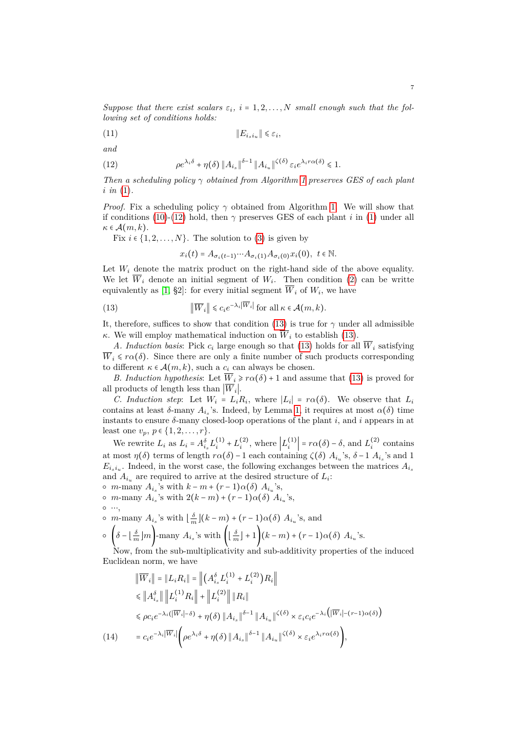*Suppose that there exist scalars $\varepsilon_i$, $i = 1, 2, \ldots, N$ small enough such that the following set of conditions holds:*

$$\|E_{i_s i_u}\| \leqslant \varepsilon_i, \tag{11}$$

*and*

$$\rho e^{\lambda_i \delta} + \eta(\delta) \|A_{i_s}\|^{\delta-1} \|A_{i_u}\|^{\zeta(\delta)} \varepsilon_i e^{\lambda_i r\alpha(\delta)} \leqslant 1. \tag{12}$$

*Then a scheduling policy $\gamma$ obtained from Algorithm 1 preserves GES of each plant $i$ in (1).*

*Proof.* Fix a scheduling policy $\gamma$ obtained from Algorithm 1. We will show that if conditions (10)-(12) hold, then $\gamma$ preserves GES of each plant $i$ in (1) under all $\kappa \in \mathcal{A}(m, k)$.

Fix $i \in \{1, 2, \ldots, N\}$. The solution to (3) is given by

$$x_i(t) = A_{\sigma_i(t-1)} \cdots A_{\sigma_i(1)} A_{\sigma_i(0)} x_i(0), \ t \in \mathbb{N}.$$

Let $W_i$ denote the matrix product on the right-hand side of the above equality. We let $\overline{W}_i$ denote an initial segment of $W_i$. Then condition (2) can be writte equivalently as [1, §2]: for every initial segment $\overline{W}_i$ of $W_i$, we have

$$\left\|\overline{W}_i\right\| \leqslant c_i e^{-\lambda_i |\overline{W}_i|} \text{ for all } \kappa \in \mathcal{A}(m, k). \tag{13}$$

It, therefore, suffices to show that condition (13) is true for $\gamma$ under all admissible $\kappa$. We will employ mathematical induction on $\overline{W}_i$ to establish (13).

*A. Induction basis*: Pick $c_i$ large enough so that (13) holds for all $\overline{W}_i$ satisfying $\overline{W}_i \leqslant r\alpha(\delta)$. Since there are only a finite number of such products corresponding to different $\kappa \in \mathcal{A}(m, k)$, such a $c_i$ can always be chosen.

*B. Induction hypothesis*: Let $\overline{W}_i \geqslant r\alpha(\delta) + 1$ and assume that (13) is proved for all products of length less than $|\overline{W}_i|$.

*C. Induction step*: Let $W_i = L_i R_i$, where $|L_i| = r\alpha(\delta)$. We observe that $L_i$ contains at least $\delta$-many $A_{i_s}$'s. Indeed, by Lemma 1, it requires at most $\alpha(\delta)$ time instants to ensure $\delta$-many closed-loop operations of the plant $i$, and $i$ appears in at least one $v_p$, $p \in \{1, 2, \ldots, r\}$.

We rewrite $L_i$ as $L_i = A_{i_s}^{\delta} L_i^{(1)} + L_i^{(2)}$, where $\left|L_i^{(1)}\right| = r\alpha(\delta) - \delta$, and $L_i^{(2)}$ contains at most $\eta(\delta)$ terms of length $r\alpha(\delta) - 1$ each containing $\zeta(\delta)$ $A_{i_u}$'s, $\delta - 1$ $A_{i_s}$'s and 1 $E_{i_s i_u}$. Indeed, in the worst case, the following exchanges between the matrices $A_{i_s}$ and $A_{i_u}$ are required to arrive at the desired structure of $L_i$:

- $m$-many $A_{i_s}$'s with $k - m + (r-1)\alpha(\delta)$ $A_{i_u}$'s,
- $m$-many $A_{i_s}$'s with $2(k-m) + (r-1)\alpha(\delta)$ $A_{i_u}$'s,
- $\cdots$,
- $m$-many $A_{i_s}$'s with $\lfloor \frac{\delta}{m} \rfloor (k-m) + (r-1)\alpha(\delta)$ $A_{i_u}$'s, and
- $\left(\delta - \lfloor \frac{\delta}{m} \rfloor m\right)$-many $A_{i_s}$'s with $\left(\lfloor \frac{\delta}{m} \rfloor + 1\right)(k-m) + (r-1)\alpha(\delta)$ $A_{i_u}$'s.

Now, from the sub-multiplicativity and sub-additivity properties of the induced Euclidean norm, we have

$$\begin{aligned}
\left\|\overline{W}_i\right\| &= \|L_i R_i\| = \left\|\left(A_{i_s}^{\delta} L_i^{(1)} + L_i^{(2)}\right) R_i\right\| \\
&\leqslant \left\|A_{i_s}^{\delta}\right\| \left\|L_i^{(1)} R_i\right\| + \left\|L_i^{(2)}\right\| \|R_i\| \\
&\leqslant \rho c_i e^{-\lambda_i (|\overline{W}_i| - \delta)} + \eta(\delta) \|A_{i_s}\|^{\delta-1} \|A_{i_u}\|^{\zeta(\delta)} \times \varepsilon_i c_i e^{-\lambda_i \left(|\overline{W}_i| - (r-1)\alpha(\delta)\right)} \\
&= c_i e^{-\lambda_i |\overline{W}_i|} \left(\rho e^{\lambda_i \delta} + \eta(\delta) \|A_{i_s}\|^{\delta-1} \|A_{i_u}\|^{\zeta(\delta)} \times \varepsilon_i e^{\lambda_i r\alpha(\delta)}\right),
\end{aligned} \tag{14}$$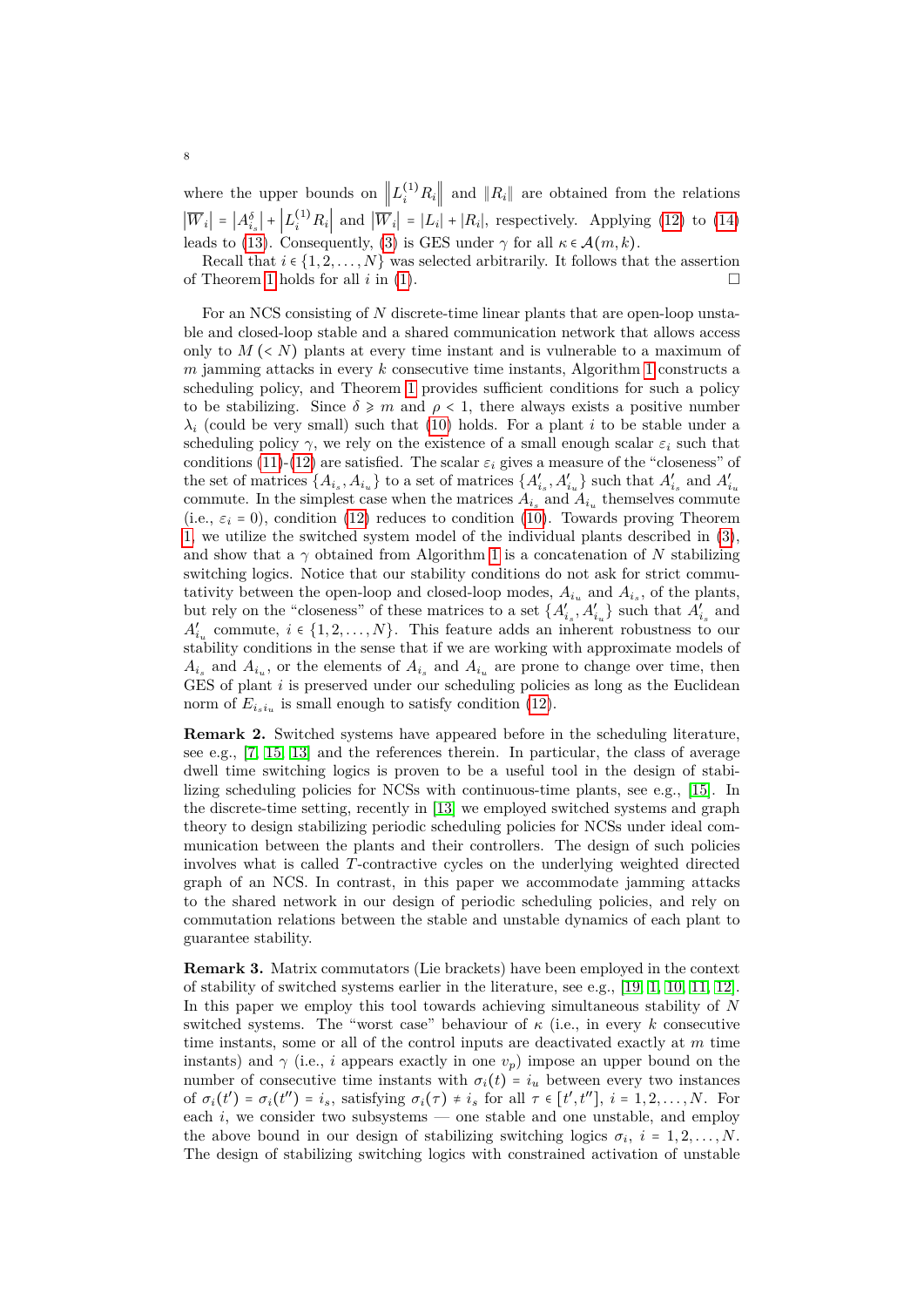where the upper bounds on $\left\|L_i^{(1)}R_i\right\|$ and $\|R_i\|$ are obtained from the relations $\left|\overline{W}_i\right| = \left|A_{i_s}^{\delta}\right| + \left|L_i^{(1)}R_i\right|$ and $\left|\overline{W}_i\right| = |L_i| + |R_i|$, respectively. Applying (12) to (14) leads to (13). Consequently, (3) is GES under $\gamma$ for all $\kappa \in \mathcal{A}(m,k)$.

Recall that $i \in \{1,2,\ldots,N\}$ was selected arbitrarily. It follows that the assertion of Theorem 1 holds for all $i$ in (1). □

For an NCS consisting of $N$ discrete-time linear plants that are open-loop unstable and closed-loop stable and a shared communication network that allows access only to $M$ $(< N)$ plants at every time instant and is vulnerable to a maximum of $m$ jamming attacks in every $k$ consecutive time instants, Algorithm 1 constructs a scheduling policy, and Theorem 1 provides sufficient conditions for such a policy to be stabilizing. Since $\delta \geqslant m$ and $\rho < 1$, there always exists a positive number $\lambda_i$ (could be very small) such that (10) holds. For a plant $i$ to be stable under a scheduling policy $\gamma$, we rely on the existence of a small enough scalar $\varepsilon_i$ such that conditions (11)-(12) are satisfied. The scalar $\varepsilon_i$ gives a measure of the "closeness" of the set of matrices $\{A_{i_s}, A_{i_u}\}$ to a set of matrices $\{A'_{i_s}, A'_{i_u}\}$ such that $A'_{i_s}$ and $A'_{i_u}$ commute. In the simplest case when the matrices $A_{i_s}$ and $A_{i_u}$ themselves commute (i.e., $\varepsilon_i = 0$), condition (12) reduces to condition (10). Towards proving Theorem 1, we utilize the switched system model of the individual plants described in (3), and show that a $\gamma$ obtained from Algorithm 1 is a concatenation of $N$ stabilizing switching logics. Notice that our stability conditions do not ask for strict commutativity between the open-loop and closed-loop modes, $A_{i_u}$ and $A_{i_s}$, of the plants, but rely on the "closeness" of these matrices to a set $\{A'_{i_s}, A'_{i_u}\}$ such that $A'_{i_s}$ and $A'_{i_u}$ commute, $i \in \{1,2,\ldots,N\}$. This feature adds an inherent robustness to our stability conditions in the sense that if we are working with approximate models of $A_{i_s}$ and $A_{i_u}$, or the elements of $A_{i_s}$ and $A_{i_u}$ are prone to change over time, then GES of plant $i$ is preserved under our scheduling policies as long as the Euclidean norm of $E_{i_s i_u}$ is small enough to satisfy condition (12).

**Remark 2.** Switched systems have appeared before in the scheduling literature, see e.g., [7, 15, 13] and the references therein. In particular, the class of average dwell time switching logics is proven to be a useful tool in the design of stabilizing scheduling policies for NCSs with continuous-time plants, see e.g., [15]. In the discrete-time setting, recently in [13] we employed switched systems and graph theory to design stabilizing periodic scheduling policies for NCSs under ideal communication between the plants and their controllers. The design of such policies involves what is called $T$-contractive cycles on the underlying weighted directed graph of an NCS. In contrast, in this paper we accommodate jamming attacks to the shared network in our design of periodic scheduling policies, and rely on commutation relations between the stable and unstable dynamics of each plant to guarantee stability.

**Remark 3.** Matrix commutators (Lie brackets) have been employed in the context of stability of switched systems earlier in the literature, see e.g., [19, 1, 10, 11, 12]. In this paper we employ this tool towards achieving simultaneous stability of $N$ switched systems. The "worst case" behaviour of $\kappa$ (i.e., in every $k$ consecutive time instants, some or all of the control inputs are deactivated exactly at $m$ time instants) and $\gamma$ (i.e., $i$ appears exactly in one $v_p$) impose an upper bound on the number of consecutive time instants with $\sigma_i(t) = i_u$ between every two instances of $\sigma_i(t') = \sigma_i(t'') = i_s$, satisfying $\sigma_i(\tau) \neq i_s$ for all $\tau \in [t', t'']$, $i = 1,2,\ldots,N$. For each $i$, we consider two subsystems — one stable and one unstable, and employ the above bound in our design of stabilizing switching logics $\sigma_i$, $i = 1,2,\ldots,N$. The design of stabilizing switching logics with constrained activation of unstable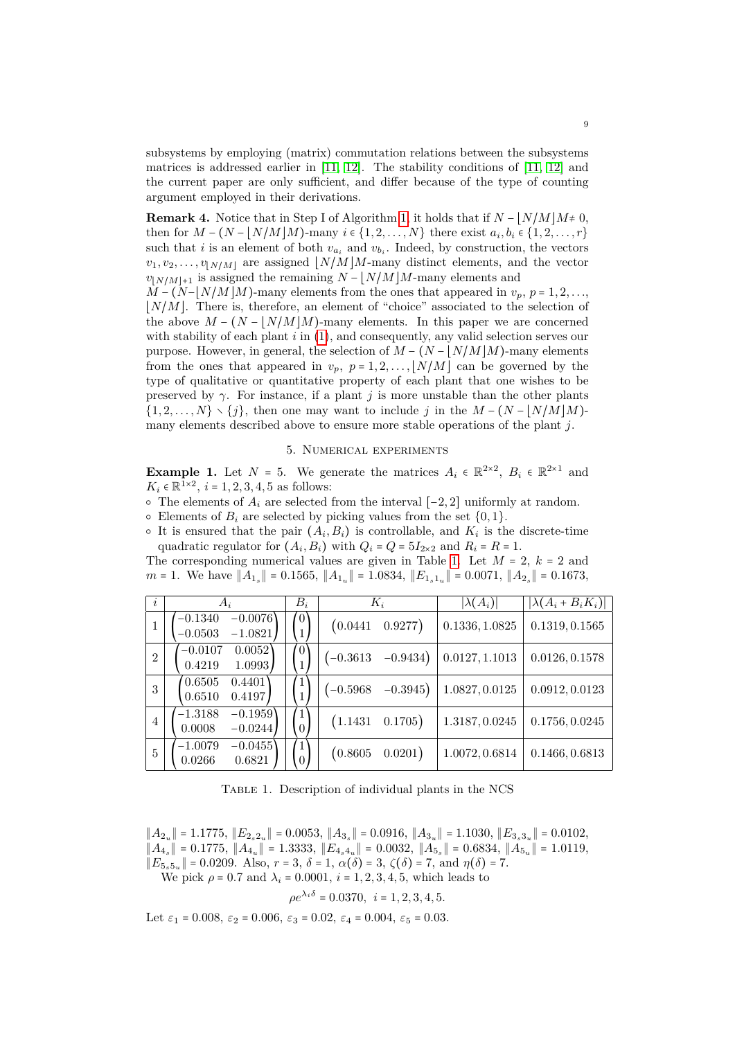subsystems by employing (matrix) commutation relations between the subsystems matrices is addressed earlier in [11, 12]. The stability conditions of [11, 12] and the current paper are only sufficient, and differ because of the type of counting argument employed in their derivations.

**Remark 4.** Notice that in Step I of Algorithm 1, it holds that if $N - \lfloor N/M \rfloor M \neq 0$, then for $M - (N - \lfloor N/M \rfloor M)$-many $i \in \{1,2,\dots,N\}$ there exist $a_i, b_i \in \{1,2,\dots,r\}$ such that $i$ is an element of both $v_{a_i}$ and $v_{b_i}$. Indeed, by construction, the vectors $v_1, v_2, \dots, v_{\lfloor N/M \rfloor}$ are assigned $\lfloor N/M \rfloor M$-many distinct elements, and the vector $v_{\lfloor N/M \rfloor + 1}$ is assigned the remaining $N - \lfloor N/M \rfloor M$-many elements and $M - (N - \lfloor N/M \rfloor M)$-many elements from the ones that appeared in $v_p$, $p = 1,2,\dots,\lfloor N/M \rfloor$. There is, therefore, an element of "choice" associated to the selection of the above $M - (N - \lfloor N/M \rfloor M)$-many elements. In this paper we are concerned with stability of each plant $i$ in (1), and consequently, any valid selection serves our purpose. However, in general, the selection of $M - (N - \lfloor N/M \rfloor M)$-many elements from the ones that appeared in $v_p$, $p = 1,2,\dots,\lfloor N/M \rfloor$ can be governed by the type of qualitative or quantitative property of each plant that one wishes to be preserved by $\gamma$. For instance, if a plant $j$ is more unstable than the other plants $\{1,2,\dots,N\} \setminus \{j\}$, then one may want to include $j$ in the $M - (N - \lfloor N/M \rfloor M)$-many elements described above to ensure more stable operations of the plant $j$.

## 5. Numerical experiments

**Example 1.** Let $N = 5$. We generate the matrices $A_i \in \mathbb{R}^{2\times 2}$, $B_i \in \mathbb{R}^{2\times 1}$ and $K_i \in \mathbb{R}^{1\times 2}$, $i = 1,2,3,4,5$ as follows:

- The elements of $A_i$ are selected from the interval $[-2,2]$ uniformly at random.
- Elements of $B_i$ are selected by picking values from the set $\{0,1\}$.
- It is ensured that the pair $(A_i, B_i)$ is controllable, and $K_i$ is the discrete-time quadratic regulator for $(A_i, B_i)$ with $Q_i = Q = 5I_{2\times 2}$ and $R_i = R = 1$.

The corresponding numerical values are given in Table 1. Let $M = 2$, $k = 2$ and $m = 1$. We have $\|A_{1_s}\| = 0.1565$, $\|A_{1_u}\| = 1.0834$, $\|E_{1_s 1_u}\| = 0.0071$, $\|A_{2_s}\| = 0.1673$,

| $i$ | $A_i$ | $B_i$ | $K_i$ | $\lvert\lambda(A_i)\rvert$ | $\lvert\lambda(A_i + B_i K_i)\rvert$ |
|---|---|---|---|---|---|
| 1 | $\begin{pmatrix} -0.1340 & -0.0076 \\ -0.0503 & -1.0821 \end{pmatrix}$ | $\begin{pmatrix} 0 \\ 1 \end{pmatrix}$ | $\begin{pmatrix} 0.0441 & 0.9277 \end{pmatrix}$ | 0.1336, 1.0825 | 0.1319, 0.1565 |
| 2 | $\begin{pmatrix} -0.0107 & 0.0052 \\ 0.4219 & 1.0993 \end{pmatrix}$ | $\begin{pmatrix} 0 \\ 1 \end{pmatrix}$ | $\begin{pmatrix} -0.3613 & -0.9434 \end{pmatrix}$ | 0.0127, 1.1013 | 0.0126, 0.1578 |
| 3 | $\begin{pmatrix} 0.6505 & 0.4401 \\ 0.6510 & 0.4197 \end{pmatrix}$ | $\begin{pmatrix} 1 \\ 1 \end{pmatrix}$ | $\begin{pmatrix} -0.5968 & -0.3945 \end{pmatrix}$ | 1.0827, 0.0125 | 0.0912, 0.0123 |
| 4 | $\begin{pmatrix} -1.3188 & -0.1959 \\ 0.0008 & -0.0244 \end{pmatrix}$ | $\begin{pmatrix} 1 \\ 0 \end{pmatrix}$ | $\begin{pmatrix} 1.1431 & 0.1705 \end{pmatrix}$ | 1.3187, 0.0245 | 0.1756, 0.0245 |
| 5 | $\begin{pmatrix} -1.0079 & -0.0455 \\ 0.0266 & 0.6821 \end{pmatrix}$ | $\begin{pmatrix} 1 \\ 0 \end{pmatrix}$ | $\begin{pmatrix} 0.8605 & 0.0201 \end{pmatrix}$ | 1.0072, 0.6814 | 0.1466, 0.6813 |

Table 1. Description of individual plants in the NCS

$\|A_{2_u}\| = 1.1775$, $\|E_{2_s 2_u}\| = 0.0053$, $\|A_{3_s}\| = 0.0916$, $\|A_{3_u}\| = 1.1030$, $\|E_{3_s 3_u}\| = 0.0102$, $\|A_{4_s}\| = 0.1775$, $\|A_{4_u}\| = 1.3333$, $\|E_{4_s 4_u}\| = 0.0032$, $\|A_{5_s}\| = 0.6834$, $\|A_{5_u}\| = 1.0119$, $\|E_{5_s 5_u}\| = 0.0209$. Also, $r = 3$, $\delta = 1$, $\alpha(\delta) = 3$, $\zeta(\delta) = 7$, and $\eta(\delta) = 7$.

We pick $\rho = 0.7$ and $\lambda_i = 0.0001$, $i = 1,2,3,4,5$, which leads to

$$\rho e^{\lambda_i \delta} = 0.0370, \quad i = 1,2,3,4,5.$$

Let $\varepsilon_1 = 0.008$, $\varepsilon_2 = 0.006$, $\varepsilon_3 = 0.02$, $\varepsilon_4 = 0.004$, $\varepsilon_5 = 0.03$.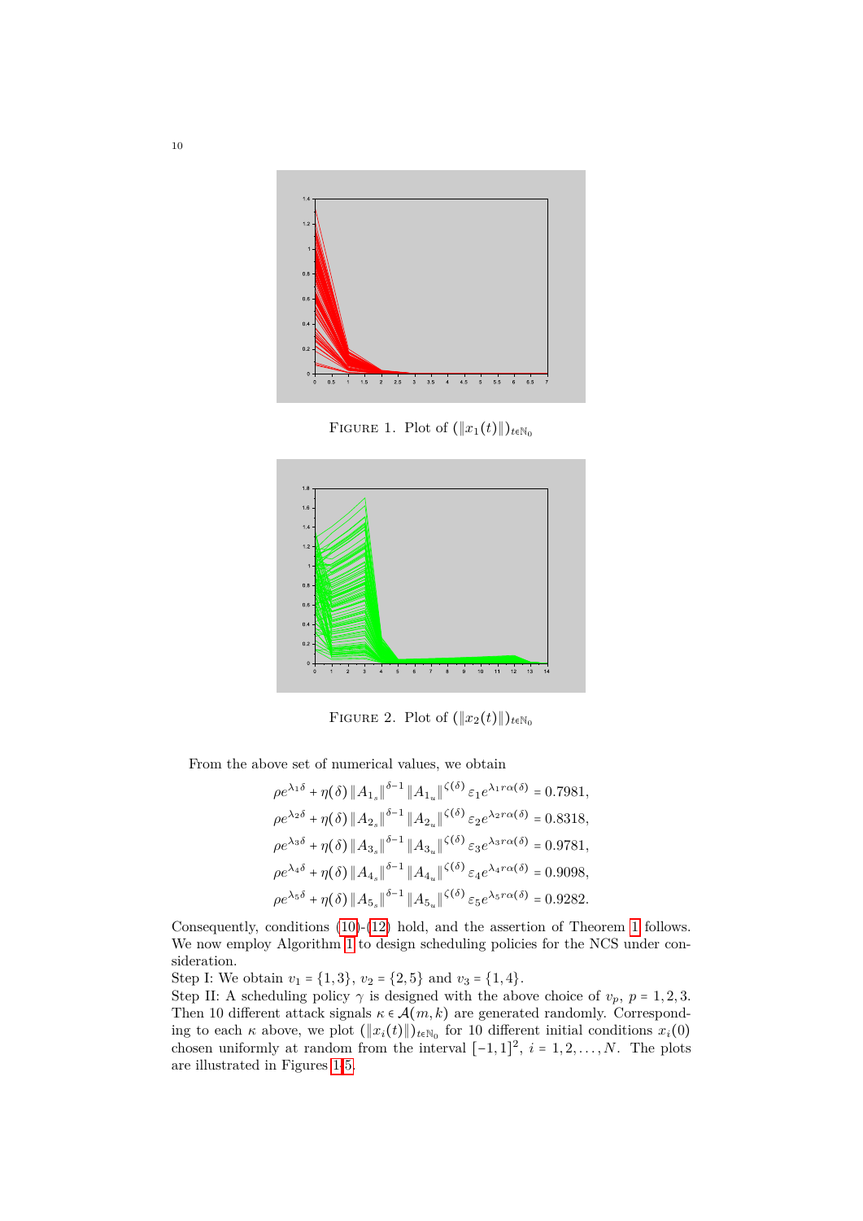FIGURE 1. Plot of $(\|x_1(t)\|)_{t\in\mathbb{N}_0}$

FIGURE 2. Plot of $(\|x_2(t)\|)_{t\in\mathbb{N}_0}$

From the above set of numerical values, we obtain

$$\rho e^{\lambda_1\delta} + \eta(\delta)\left\|A_{1_s}\right\|^{\delta-1}\left\|A_{1_u}\right\|^{\zeta(\delta)}\varepsilon_1 e^{\lambda_1 r\alpha(\delta)} = 0.7981,$$

$$\rho e^{\lambda_2\delta} + \eta(\delta)\left\|A_{2_s}\right\|^{\delta-1}\left\|A_{2_u}\right\|^{\zeta(\delta)}\varepsilon_2 e^{\lambda_2 r\alpha(\delta)} = 0.8318,$$

$$\rho e^{\lambda_3\delta} + \eta(\delta)\left\|A_{3_s}\right\|^{\delta-1}\left\|A_{3_u}\right\|^{\zeta(\delta)}\varepsilon_3 e^{\lambda_3 r\alpha(\delta)} = 0.9781,$$

$$\rho e^{\lambda_4\delta} + \eta(\delta)\left\|A_{4_s}\right\|^{\delta-1}\left\|A_{4_u}\right\|^{\zeta(\delta)}\varepsilon_4 e^{\lambda_4 r\alpha(\delta)} = 0.9098,$$

$$\rho e^{\lambda_5\delta} + \eta(\delta)\left\|A_{5_s}\right\|^{\delta-1}\left\|A_{5_u}\right\|^{\zeta(\delta)}\varepsilon_5 e^{\lambda_5 r\alpha(\delta)} = 0.9282.$$

Consequently, conditions (10)-(12) hold, and the assertion of Theorem 1 follows. We now employ Algorithm 1 to design scheduling policies for the NCS under consideration.

Step I: We obtain $v_1 = \{1,3\}$, $v_2 = \{2,5\}$ and $v_3 = \{1,4\}$.

Step II: A scheduling policy $\gamma$ is designed with the above choice of $v_p$, $p = 1,2,3$. Then 10 different attack signals $\kappa \in \mathcal{A}(m,k)$ are generated randomly. Corresponding to each $\kappa$ above, we plot $(\|x_i(t)\|)_{t\in\mathbb{N}_0}$ for 10 different initial conditions $x_i(0)$ chosen uniformly at random from the interval $[-1,1]^2$, $i = 1,2,\dots,N$. The plots are illustrated in Figures 1-5.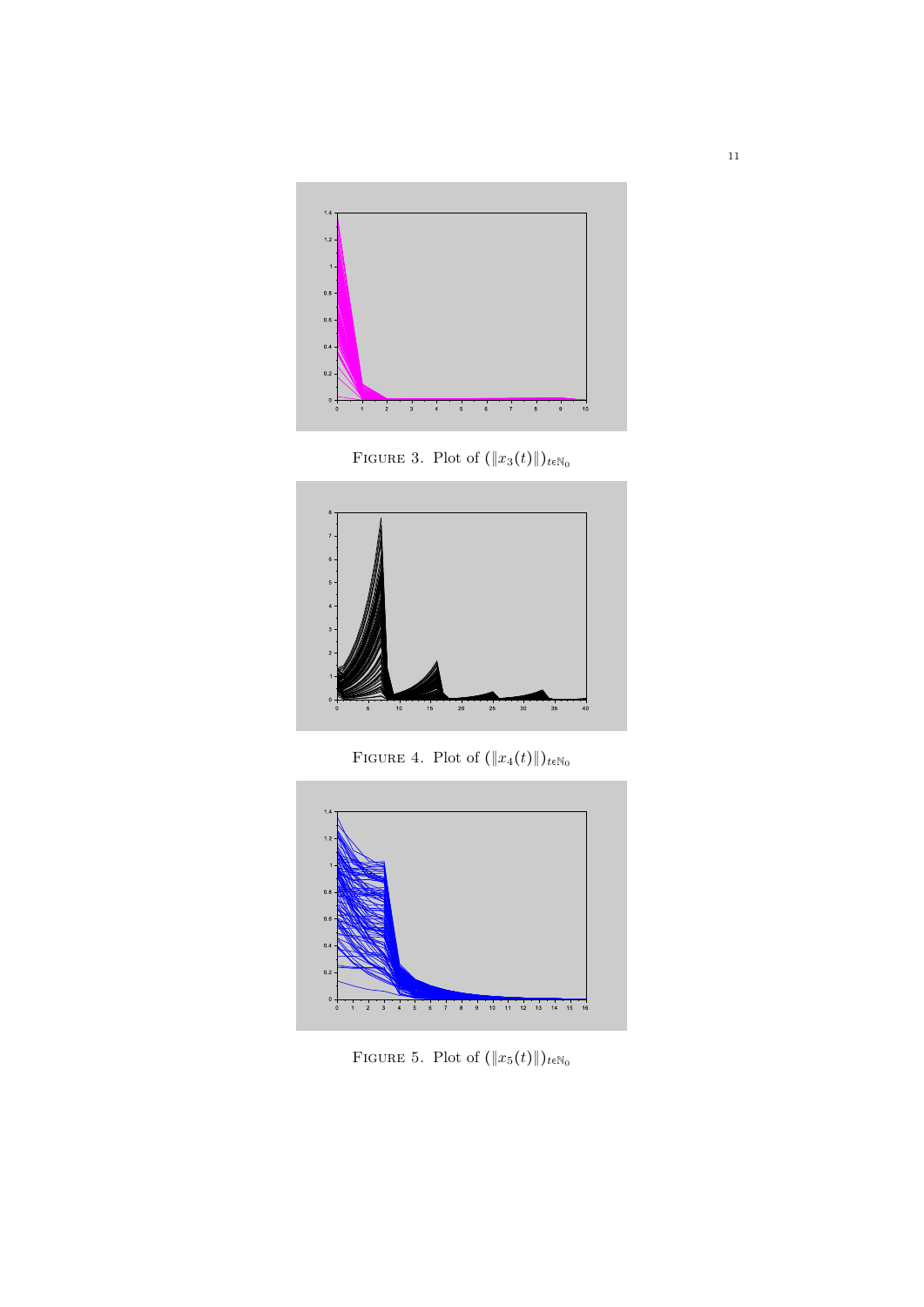Figure 3. Plot of $(\|x_3(t)\|)_{t\in\mathbb{N}_0}$

Figure 4. Plot of $(\|x_4(t)\|)_{t\in\mathbb{N}_0}$

Figure 5. Plot of $(\|x_5(t)\|)_{t\in\mathbb{N}_0}$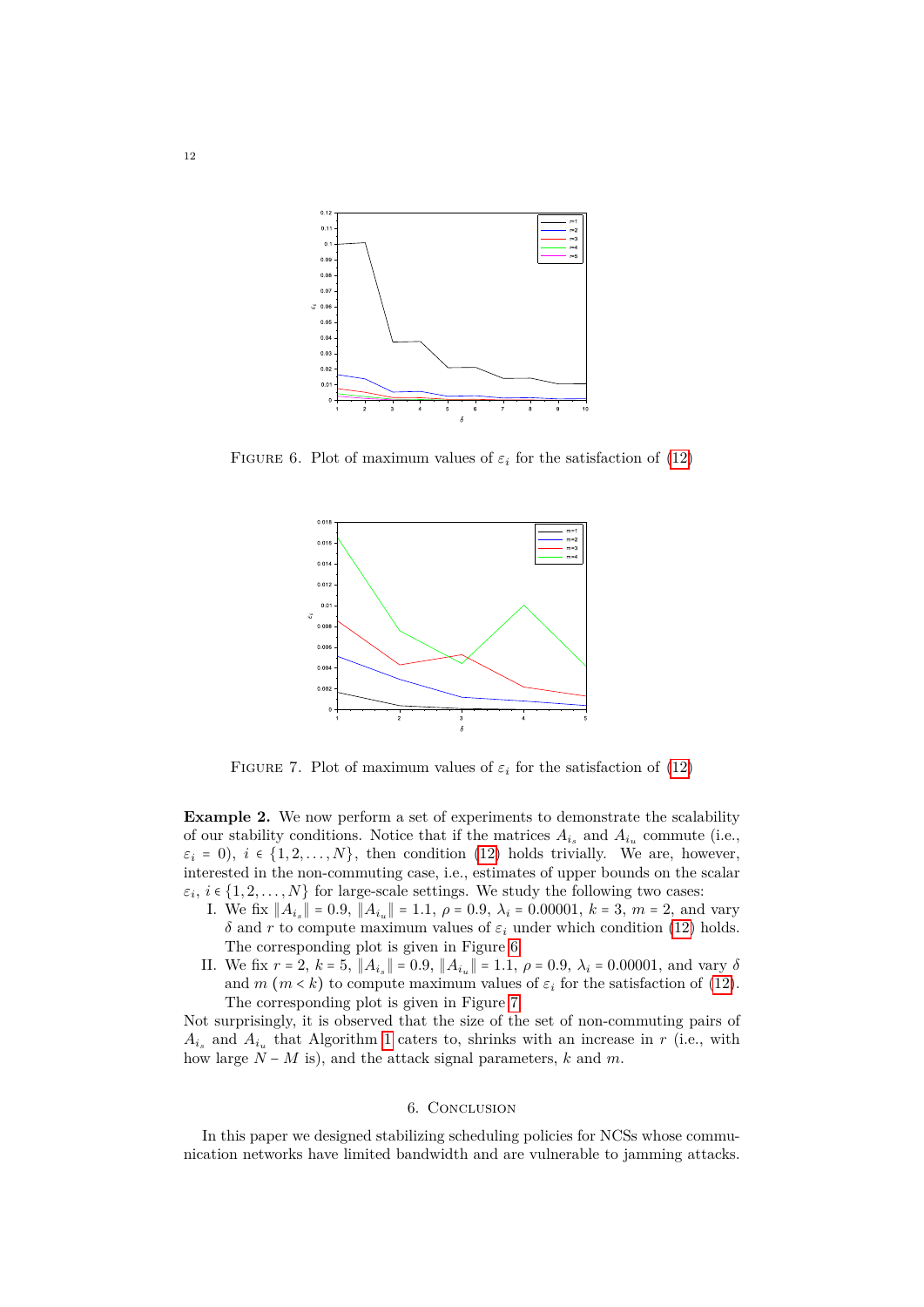FIGURE 6. Plot of maximum values of $\varepsilon_i$ for the satisfaction of (12)

FIGURE 7. Plot of maximum values of $\varepsilon_i$ for the satisfaction of (12)

**Example 2.** We now perform a set of experiments to demonstrate the scalability of our stability conditions. Notice that if the matrices $A_{i_s}$ and $A_{i_u}$ commute (i.e., $\varepsilon_i = 0$), $i \in \{1, 2, \ldots, N\}$, then condition (12) holds trivially. We are, however, interested in the non-commuting case, i.e., estimates of upper bounds on the scalar $\varepsilon_i$, $i \in \{1, 2, \ldots, N\}$ for large-scale settings. We study the following two cases:

I. We fix $\|A_{i_s}\| = 0.9$, $\|A_{i_u}\| = 1.1$, $\rho = 0.9$, $\lambda_i = 0.00001$, $k = 3$, $m = 2$, and vary $\delta$ and $r$ to compute maximum values of $\varepsilon_i$ under which condition (12) holds. The corresponding plot is given in Figure 6.

II. We fix $r = 2$, $k = 5$, $\|A_{i_s}\| = 0.9$, $\|A_{i_u}\| = 1.1$, $\rho = 0.9$, $\lambda_i = 0.00001$, and vary $\delta$ and $m$ ($m < k$) to compute maximum values of $\varepsilon_i$ for the satisfaction of (12). The corresponding plot is given in Figure 7.

Not surprisingly, it is observed that the size of the set of non-commuting pairs of $A_{i_s}$ and $A_{i_u}$ that Algorithm 1 caters to, shrinks with an increase in $r$ (i.e., with how large $N - M$ is), and the attack signal parameters, $k$ and $m$.

## 6. Conclusion

In this paper we designed stabilizing scheduling policies for NCSs whose communication networks have limited bandwidth and are vulnerable to jamming attacks.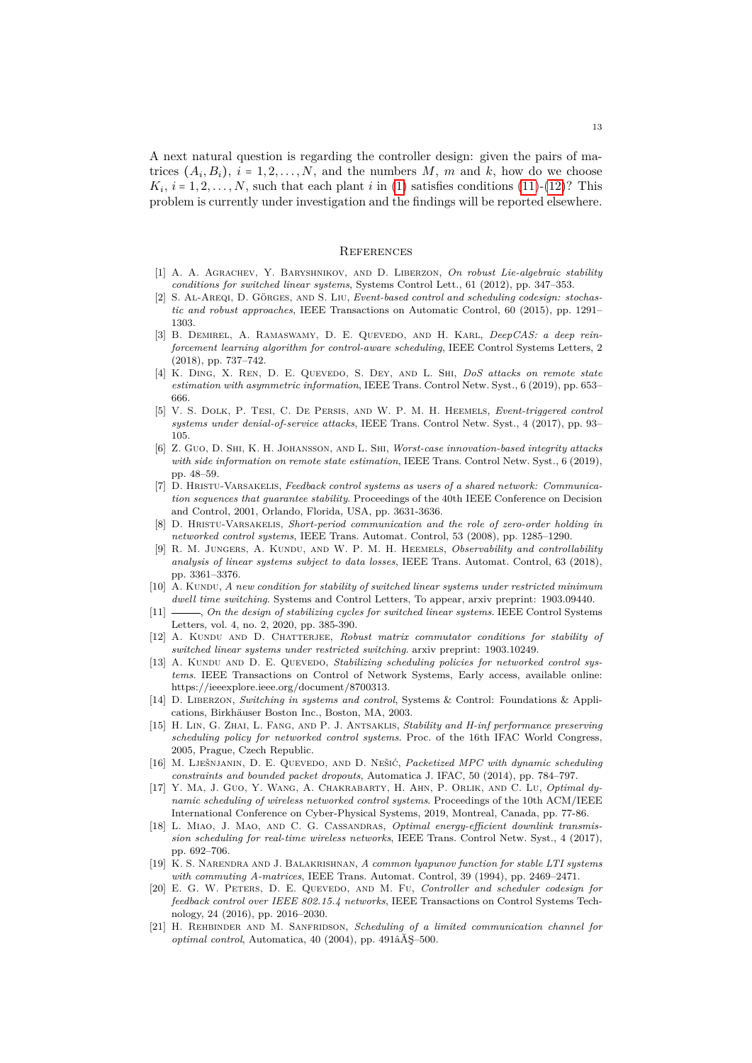A next natural question is regarding the controller design: given the pairs of matrices $(A_i, B_i)$, $i = 1, 2, \ldots, N$, and the numbers $M$, $m$ and $k$, how do we choose $K_i$, $i = 1, 2, \ldots, N$, such that each plant $i$ in (1) satisfies conditions (11)-(12)? This problem is currently under investigation and the findings will be reported elsewhere.

## References

[1] A. A. Agrachev, Y. Baryshnikov, and D. Liberzon, *On robust Lie-algebraic stability conditions for switched linear systems*, Systems Control Lett., 61 (2012), pp. 347–353.

[2] S. Al-Areqi, D. Görges, and S. Liu, *Event-based control and scheduling codesign: stochastic and robust approaches*, IEEE Transactions on Automatic Control, 60 (2015), pp. 1291–1303.

[3] B. Demirel, A. Ramaswamy, D. E. Quevedo, and H. Karl, *DeepCAS: a deep reinforcement learning algorithm for control-aware scheduling*, IEEE Control Systems Letters, 2 (2018), pp. 737–742.

[4] K. Ding, X. Ren, D. E. Quevedo, S. Dey, and L. Shi, *DoS attacks on remote state estimation with asymmetric information*, IEEE Trans. Control Netw. Syst., 6 (2019), pp. 653–666.

[5] V. S. Dolk, P. Tesi, C. De Persis, and W. P. M. H. Heemels, *Event-triggered control systems under denial-of-service attacks*, IEEE Trans. Control Netw. Syst., 4 (2017), pp. 93–105.

[6] Z. Guo, D. Shi, K. H. Johansson, and L. Shi, *Worst-case innovation-based integrity attacks with side information on remote state estimation*, IEEE Trans. Control Netw. Syst., 6 (2019), pp. 48–59.

[7] D. Hristu-Varsakelis, *Feedback control systems as users of a shared network: Communication sequences that guarantee stability*. Proceedings of the 40th IEEE Conference on Decision and Control, 2001, Orlando, Florida, USA, pp. 3631-3636.

[8] D. Hristu-Varsakelis, *Short-period communication and the role of zero-order holding in networked control systems*, IEEE Trans. Automat. Control, 53 (2008), pp. 1285–1290.

[9] R. M. Jungers, A. Kundu, and W. P. M. H. Heemels, *Observability and controllability analysis of linear systems subject to data losses*, IEEE Trans. Automat. Control, 63 (2018), pp. 3361–3376.

[10] A. Kundu, *A new condition for stability of switched linear systems under restricted minimum dwell time switching*. Systems and Control Letters, To appear, arxiv preprint: 1903.09440.

[11] ———, *On the design of stabilizing cycles for switched linear systems*. IEEE Control Systems Letters, vol. 4, no. 2, 2020, pp. 385-390.

[12] A. Kundu and D. Chatterjee, *Robust matrix commutator conditions for stability of switched linear systems under restricted switching*. arxiv preprint: 1903.10249.

[13] A. Kundu and D. E. Quevedo, *Stabilizing scheduling policies for networked control systems*. IEEE Transactions on Control of Network Systems, Early access, available online: https://ieeexplore.ieee.org/document/8700313.

[14] D. Liberzon, *Switching in systems and control*, Systems & Control: Foundations & Applications, Birkhäuser Boston Inc., Boston, MA, 2003.

[15] H. Lin, G. Zhai, L. Fang, and P. J. Antsaklis, *Stability and H-inf performance preserving scheduling policy for networked control systems*. Proc. of the 16th IFAC World Congress, 2005, Prague, Czech Republic.

[16] M. Lješnjanin, D. E. Quevedo, and D. Nešić, *Packetized MPC with dynamic scheduling constraints and bounded packet dropouts*, Automatica J. IFAC, 50 (2014), pp. 784–797.

[17] Y. Ma, J. Guo, Y. Wang, A. Chakrabarty, H. Ahn, P. Orlik, and C. Lu, *Optimal dynamic scheduling of wireless networked control systems*. Proceedings of the 10th ACM/IEEE International Conference on Cyber-Physical Systems, 2019, Montreal, Canada, pp. 77-86.

[18] L. Miao, J. Mao, and C. G. Cassandras, *Optimal energy-efficient downlink transmission scheduling for real-time wireless networks*, IEEE Trans. Control Netw. Syst., 4 (2017), pp. 692–706.

[19] K. S. Narendra and J. Balakrishnan, *A common lyapunov function for stable LTI systems with commuting A-matrices*, IEEE Trans. Automat. Control, 39 (1994), pp. 2469–2471.

[20] E. G. W. Peters, D. E. Quevedo, and M. Fu, *Controller and scheduler codesign for feedback control over IEEE 802.15.4 networks*, IEEE Transactions on Control Systems Technology, 24 (2016), pp. 2016–2030.

[21] H. Rehbinder and M. Sanfridson, *Scheduling of a limited communication channel for optimal control*, Automatica, 40 (2004), pp. 491âĂŞ–500.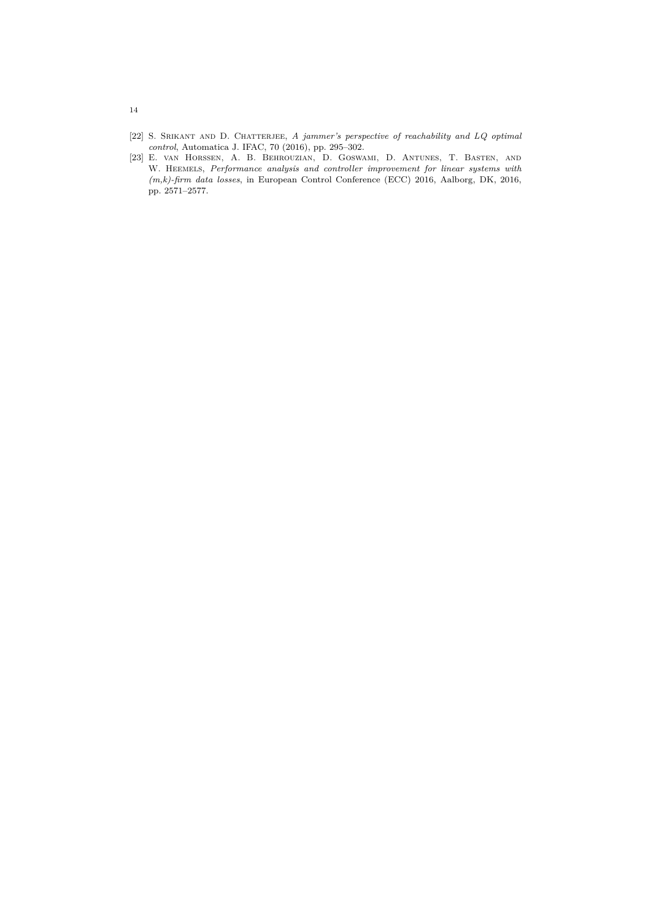[22] S. Srikant and D. Chatterjee, *A jammer's perspective of reachability and LQ optimal control*, Automatica J. IFAC, 70 (2016), pp. 295–302.

[23] E. van Horssen, A. B. Behrouzian, D. Goswami, D. Antunes, T. Basten, and W. Heemels, *Performance analysis and controller improvement for linear systems with (m,k)-firm data losses*, in European Control Conference (ECC) 2016, Aalborg, DK, 2016, pp. 2571–2577.